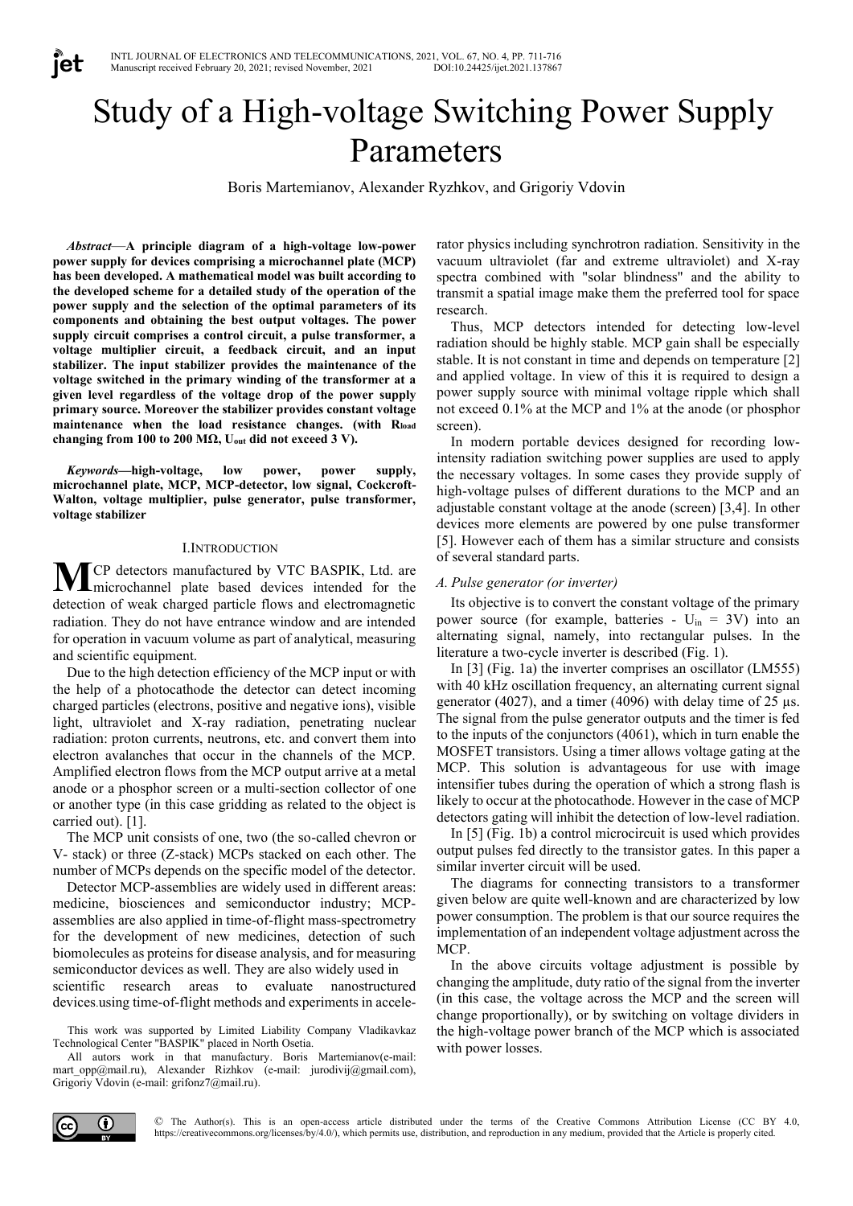# Study of a High-voltage Switching Power Supply Parameters

Boris Martemianov, Alexander Ryzhkov, and Grigoriy Vdovin

***Abstract*—A principle diagram of a high-voltage low-power power supply for devices comprising a microchannel plate (MCP) has been developed. A mathematical model was built according to the developed scheme for a detailed study of the operation of the power supply and the selection of the optimal parameters of its components and obtaining the best output voltages. The power supply circuit comprises a control circuit, a pulse transformer, a voltage multiplier circuit, a feedback circuit, and an input stabilizer. The input stabilizer provides the maintenance of the voltage switched in the primary winding of the transformer at a given level regardless of the voltage drop of the power supply primary source. Moreover the stabilizer provides constant voltage maintenance when the load resistance changes. (with $R_{load}$ changing from 100 to 200 MΩ, $U_{out}$ did not exceed 3 V).**

***Keywords*—high-voltage, low power, power supply, microchannel plate, MCP, MCP-detector, low signal, Cockcroft-Walton, voltage multiplier, pulse generator, pulse transformer, voltage stabilizer**

## I. Introduction

MCP detectors manufactured by VTC BASPIK, Ltd. are microchannel plate based devices intended for the detection of weak charged particle flows and electromagnetic radiation. They do not have entrance window and are intended for operation in vacuum volume as part of analytical, measuring and scientific equipment.

Due to the high detection efficiency of the MCP input or with the help of a photocathode the detector can detect incoming charged particles (electrons, positive and negative ions), visible light, ultraviolet and X-ray radiation, penetrating nuclear radiation: proton currents, neutrons, etc. and convert them into electron avalanches that occur in the channels of the MCP. Amplified electron flows from the MCP output arrive at a metal anode or a phosphor screen or a multi-section collector of one or another type (in this case gridding as related to the object is carried out). [1].

The MCP unit consists of one, two (the so-called chevron or V- stack) or three (Z-stack) MCPs stacked on each other. The number of MCPs depends on the specific model of the detector.

Detector MCP-assemblies are widely used in different areas: medicine, biosciences and semiconductor industry; MCP-assemblies are also applied in time-of-flight mass-spectrometry for the development of new medicines, detection of such biomolecules as proteins for disease analysis, and for measuring semiconductor devices as well. They are also widely used in scientific research areas to evaluate nanostructured devices using time-of-flight methods and experiments in accelerator physics including synchrotron radiation. Sensitivity in the vacuum ultraviolet (far and extreme ultraviolet) and X-ray spectra combined with "solar blindness" and the ability to transmit a spatial image make them the preferred tool for space research.

Thus, MCP detectors intended for detecting low-level radiation should be highly stable. MCP gain shall be especially stable. It is not constant in time and depends on temperature [2] and applied voltage. In view of this it is required to design a power supply source with minimal voltage ripple which shall not exceed 0.1% at the MCP and 1% at the anode (or phosphor screen).

In modern portable devices designed for recording low-intensity radiation switching power supplies are used to apply the necessary voltages. In some cases they provide supply of high-voltage pulses of different durations to the MCP and an adjustable constant voltage at the anode (screen) [3,4]. In other devices more elements are powered by one pulse transformer [5]. However each of them has a similar structure and consists of several standard parts.

### *A. Pulse generator (or inverter)*

Its objective is to convert the constant voltage of the primary power source (for example, batteries - $U_{in}$ = 3V) into an alternating signal, namely, into rectangular pulses. In the literature a two-cycle inverter is described (Fig. 1).

In [3] (Fig. 1a) the inverter comprises an oscillator (LM555) with 40 kHz oscillation frequency, an alternating current signal generator (4027), and a timer (4096) with delay time of 25 µs. The signal from the pulse generator outputs and the timer is fed to the inputs of the conjunctors (4061), which in turn enable the MOSFET transistors. Using a timer allows voltage gating at the MCP. This solution is advantageous for use with image intensifier tubes during the operation of which a strong flash is likely to occur at the photocathode. However in the case of MCP detectors gating will inhibit the detection of low-level radiation.

In [5] (Fig. 1b) a control microcircuit is used which provides output pulses fed directly to the transistor gates. In this paper a similar inverter circuit will be used.

The diagrams for connecting transistors to a transformer given below are quite well-known and are characterized by low power consumption. The problem is that our source requires the implementation of an independent voltage adjustment across the MCP.

In the above circuits voltage adjustment is possible by changing the amplitude, duty ratio of the signal from the inverter (in this case, the voltage across the MCP and the screen will change proportionally), or by switching on voltage dividers in the high-voltage power branch of the MCP which is associated with power losses.

This work was supported by Limited Liability Company Vladikavkaz Technological Center "BASPIK" placed in North Osetia.

All autors work in that manufactury. Boris Martemianov(e-mail: mart_opp@mail.ru), Alexander Rizhkov (e-mail: jurodivij@gmail.com), Grigoriy Vdovin (e-mail: grifonz7@mail.ru).

© The Author(s). This is an open-access article distributed under the terms of the Creative Commons Attribution License (CC BY 4.0, https://creativecommons.org/licenses/by/4.0/), which permits use, distribution, and reproduction in any medium, provided that the Article is properly cited.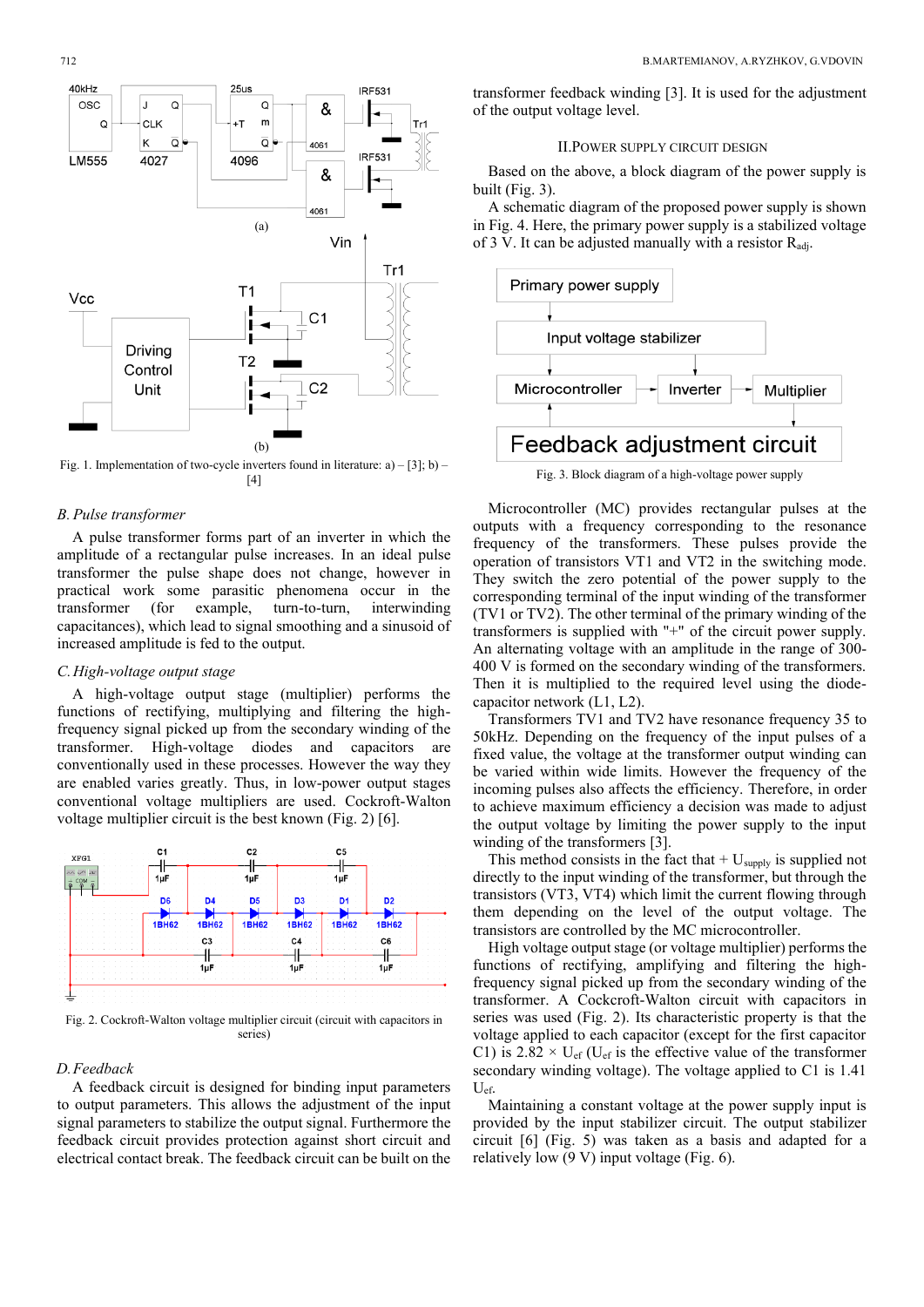Fig. 1. Implementation of two-cycle inverters found in literature: a) – [3]; b) – [4]

### B. Pulse transformer

A pulse transformer forms part of an inverter in which the amplitude of a rectangular pulse increases. In an ideal pulse transformer the pulse shape does not change, however in practical work some parasitic phenomena occur in the transformer (for example, turn-to-turn, interwinding capacitances), which lead to signal smoothing and a sinusoid of increased amplitude is fed to the output.

### C. High-voltage output stage

A high-voltage output stage (multiplier) performs the functions of rectifying, multiplying and filtering the high-frequency signal picked up from the secondary winding of the transformer. High-voltage diodes and capacitors are conventionally used in these processes. However the way they are enabled varies greatly. Thus, in low-power output stages conventional voltage multipliers are used. Cockroft-Walton voltage multiplier circuit is the best known (Fig. 2) [6].

Fig. 2. Cockroft-Walton voltage multiplier circuit (circuit with capacitors in series)

### D. Feedback

A feedback circuit is designed for binding input parameters to output parameters. This allows the adjustment of the input signal parameters to stabilize the output signal. Furthermore the feedback circuit provides protection against short circuit and electrical contact break. The feedback circuit can be built on the transformer feedback winding [3]. It is used for the adjustment of the output voltage level.

## II. Power supply circuit design

Based on the above, a block diagram of the power supply is built (Fig. 3).

A schematic diagram of the proposed power supply is shown in Fig. 4. Here, the primary power supply is a stabilized voltage of 3 V. It can be adjusted manually with a resistor $R_{adj}$.

Fig. 3. Block diagram of a high-voltage power supply

Microcontroller (MC) provides rectangular pulses at the outputs with a frequency corresponding to the resonance frequency of the transformers. These pulses provide the operation of transistors VT1 and VT2 in the switching mode. They switch the zero potential of the power supply to the corresponding terminal of the input winding of the transformer (TV1 or TV2). The other terminal of the primary winding of the transformers is supplied with "+" of the circuit power supply. An alternating voltage with an amplitude in the range of 300-400 V is formed on the secondary winding of the transformers. Then it is multiplied to the required level using the diode-capacitor network (L1, L2).

Transformers TV1 and TV2 have resonance frequency 35 to 50kHz. Depending on the frequency of the input pulses of a fixed value, the voltage at the transformer output winding can be varied within wide limits. However the frequency of the incoming pulses also affects the efficiency. Therefore, in order to achieve maximum efficiency a decision was made to adjust the output voltage by limiting the power supply to the input winding of the transformers [3].

This method consists in the fact that + $U_{supply}$ is supplied not directly to the input winding of the transformer, but through the transistors (VT3, VT4) which limit the current flowing through them depending on the level of the output voltage. The transistors are controlled by the MC microcontroller.

High voltage output stage (or voltage multiplier) performs the functions of rectifying, amplifying and filtering the high-frequency signal picked up from the secondary winding of the transformer. A Cockcroft-Walton circuit with capacitors in series was used (Fig. 2). Its characteristic property is that the voltage applied to each capacitor (except for the first capacitor C1) is 2.82 × $U_{ef}$ ($U_{ef}$ is the effective value of the transformer secondary winding voltage). The voltage applied to C1 is 1.41 $U_{ef}$.

Maintaining a constant voltage at the power supply input is provided by the input stabilizer circuit. The output stabilizer circuit [6] (Fig. 5) was taken as a basis and adapted for a relatively low (9 V) input voltage (Fig. 6).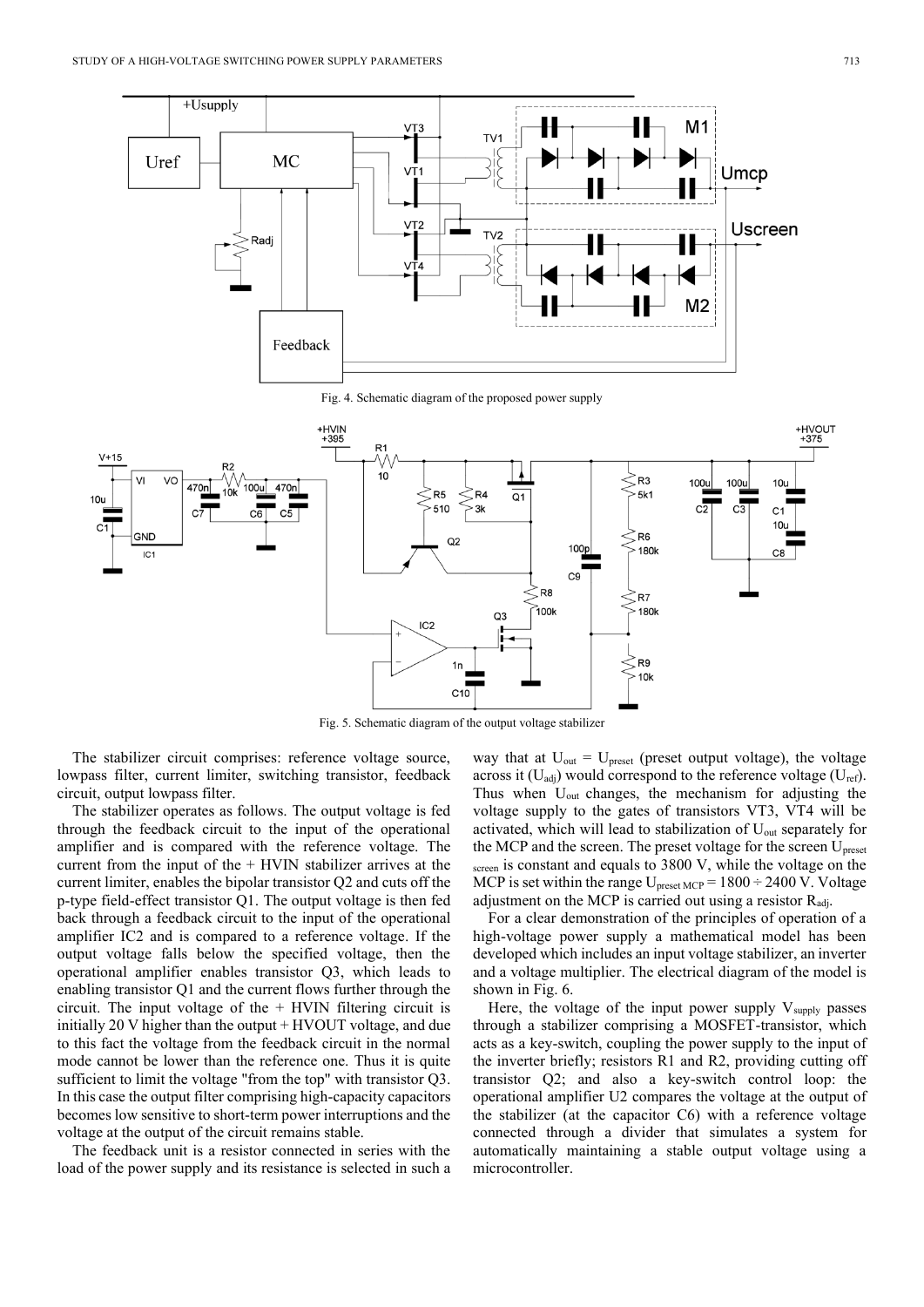Fig. 4. Schematic diagram of the proposed power supply

Fig. 5. Schematic diagram of the output voltage stabilizer

The stabilizer circuit comprises: reference voltage source, lowpass filter, current limiter, switching transistor, feedback circuit, output lowpass filter.

The stabilizer operates as follows. The output voltage is fed through the feedback circuit to the input of the operational amplifier and is compared with the reference voltage. The current from the input of the + HVIN stabilizer arrives at the current limiter, enables the bipolar transistor Q2 and cuts off the p-type field-effect transistor Q1. The output voltage is then fed back through a feedback circuit to the input of the operational amplifier IC2 and is compared to a reference voltage. If the output voltage falls below the specified voltage, then the operational amplifier enables transistor Q3, which leads to enabling transistor Q1 and the current flows further through the circuit. The input voltage of the + HVIN filtering circuit is initially 20 V higher than the output + HVOUT voltage, and due to this fact the voltage from the feedback circuit in the normal mode cannot be lower than the reference one. Thus it is quite sufficient to limit the voltage "from the top" with transistor Q3. In this case the output filter comprising high-capacity capacitors becomes low sensitive to short-term power interruptions and the voltage at the output of the circuit remains stable.

The feedback unit is a resistor connected in series with the load of the power supply and its resistance is selected in such a way that at $U_{out} = U_{preset}$ (preset output voltage), the voltage across it ($U_{adj}$) would correspond to the reference voltage ($U_{ref}$). Thus when $U_{out}$ changes, the mechanism for adjusting the voltage supply to the gates of transistors VT3, VT4 will be activated, which will lead to stabilization of $U_{out}$ separately for the MCP and the screen. The preset voltage for the screen $U_{preset\ screen}$ is constant and equals to 3800 V, while the voltage on the MCP is set within the range $U_{preset\ MCP} = 1800 \div 2400$ V. Voltage adjustment on the MCP is carried out using a resistor $R_{adj}$.

For a clear demonstration of the principles of operation of a high-voltage power supply a mathematical model has been developed which includes an input voltage stabilizer, an inverter and a voltage multiplier. The electrical diagram of the model is shown in Fig. 6.

Here, the voltage of the input power supply $V_{supply}$ passes through a stabilizer comprising a MOSFET-transistor, which acts as a key-switch, coupling the power supply to the input of the inverter briefly; resistors R1 and R2, providing cutting off transistor Q2; and also a key-switch control loop: the operational amplifier U2 compares the voltage at the output of the stabilizer (at the capacitor C6) with a reference voltage connected through a divider that simulates a system for automatically maintaining a stable output voltage using a microcontroller.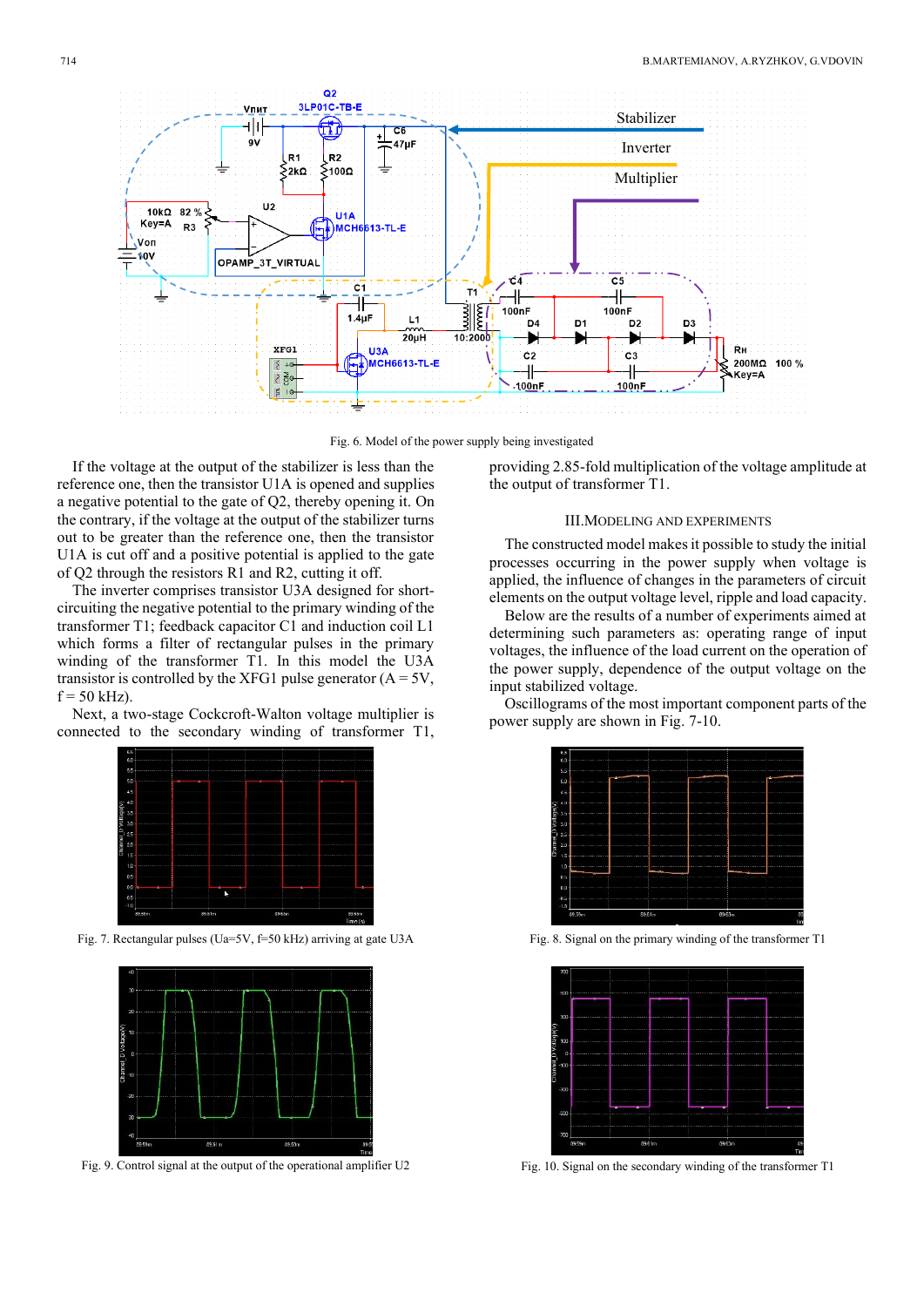Fig. 6. Model of the power supply being investigated

If the voltage at the output of the stabilizer is less than the reference one, then the transistor U1A is opened and supplies a negative potential to the gate of Q2, thereby opening it. On the contrary, if the voltage at the output of the stabilizer turns out to be greater than the reference one, then the transistor U1A is cut off and a positive potential is applied to the gate of Q2 through the resistors R1 and R2, cutting it off.

The inverter comprises transistor U3A designed for short-circuiting the negative potential to the primary winding of the transformer T1; feedback capacitor C1 and induction coil L1 which forms a filter of rectangular pulses in the primary winding of the transformer T1. In this model the U3A transistor is controlled by the XFG1 pulse generator (A = 5V, f = 50 kHz).

Next, a two-stage Cockcroft-Walton voltage multiplier is connected to the secondary winding of transformer T1, providing 2.85-fold multiplication of the voltage amplitude at the output of transformer T1.

## III. MODELING AND EXPERIMENTS

The constructed model makes it possible to study the initial processes occurring in the power supply when voltage is applied, the influence of changes in the parameters of circuit elements on the output voltage level, ripple and load capacity.

Below are the results of a number of experiments aimed at determining such parameters as: operating range of input voltages, the influence of the load current on the operation of the power supply, dependence of the output voltage on the input stabilized voltage.

Oscillograms of the most important component parts of the power supply are shown in Fig. 7-10.

Fig. 7. Rectangular pulses ($U_a$=5V, f=50 kHz) arriving at gate U3A

Fig. 8. Signal on the primary winding of the transformer T1

Fig. 9. Control signal at the output of the operational amplifier U2

Fig. 10. Signal on the secondary winding of the transformer T1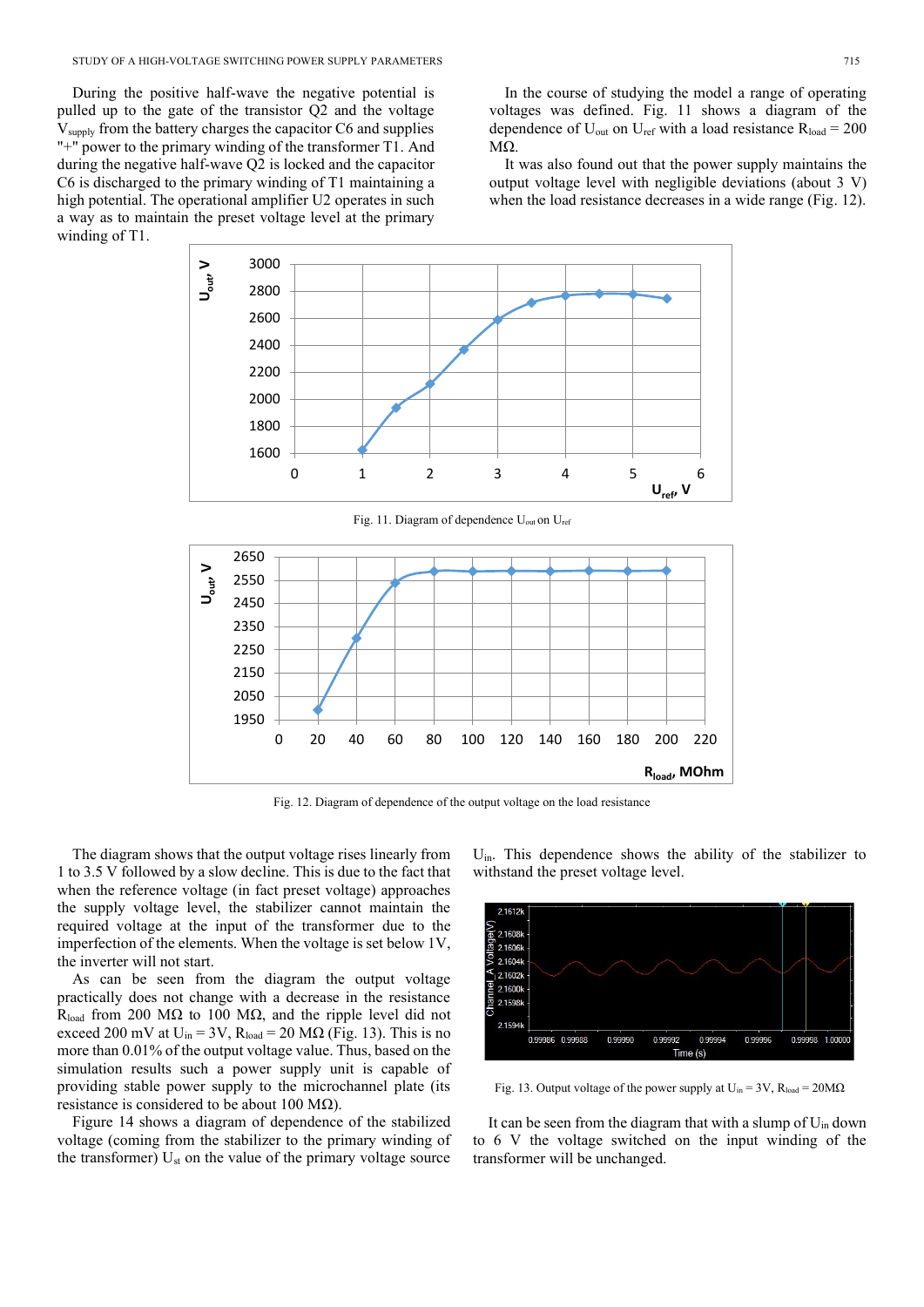During the positive half-wave the negative potential is pulled up to the gate of the transistor Q2 and the voltage $V_{supply}$ from the battery charges the capacitor C6 and supplies "+" power to the primary winding of the transformer T1. And during the negative half-wave Q2 is locked and the capacitor C6 is discharged to the primary winding of T1 maintaining a high potential. The operational amplifier U2 operates in such a way as to maintain the preset voltage level at the primary winding of T1.

In the course of studying the model a range of operating voltages was defined. Fig. 11 shows a diagram of the dependence of $U_{out}$ on $U_{ref}$ with a load resistance $R_{load}$ = 200 MΩ.

It was also found out that the power supply maintains the output voltage level with negligible deviations (about 3 V) when the load resistance decreases in a wide range (Fig. 12).

Fig. 11. Diagram of dependence $U_{out}$ on $U_{ref}$

Fig. 12. Diagram of dependence of the output voltage on the load resistance

The diagram shows that the output voltage rises linearly from 1 to 3.5 V followed by a slow decline. This is due to the fact that when the reference voltage (in fact preset voltage) approaches the supply voltage level, the stabilizer cannot maintain the required voltage at the input of the transformer due to the imperfection of the elements. When the voltage is set below 1V, the inverter will not start.

As can be seen from the diagram the output voltage practically does not change with a decrease in the resistance $R_{load}$ from 200 MΩ to 100 MΩ, and the ripple level did not exceed 200 mV at $U_{in}$ = 3V, $R_{load}$ = 20 MΩ (Fig. 13). This is no more than 0.01% of the output voltage value. Thus, based on the simulation results such a power supply unit is capable of providing stable power supply to the microchannel plate (its resistance is considered to be about 100 MΩ).

Figure 14 shows a diagram of dependence of the stabilized voltage (coming from the stabilizer to the primary winding of the transformer) $U_{st}$ on the value of the primary voltage source $U_{in}$. This dependence shows the ability of the stabilizer to withstand the preset voltage level.

Fig. 13. Output voltage of the power supply at $U_{in}$ = 3V, $R_{load}$ = 20MΩ

It can be seen from the diagram that with a slump of $U_{in}$ down to 6 V the voltage switched on the input winding of the transformer will be unchanged.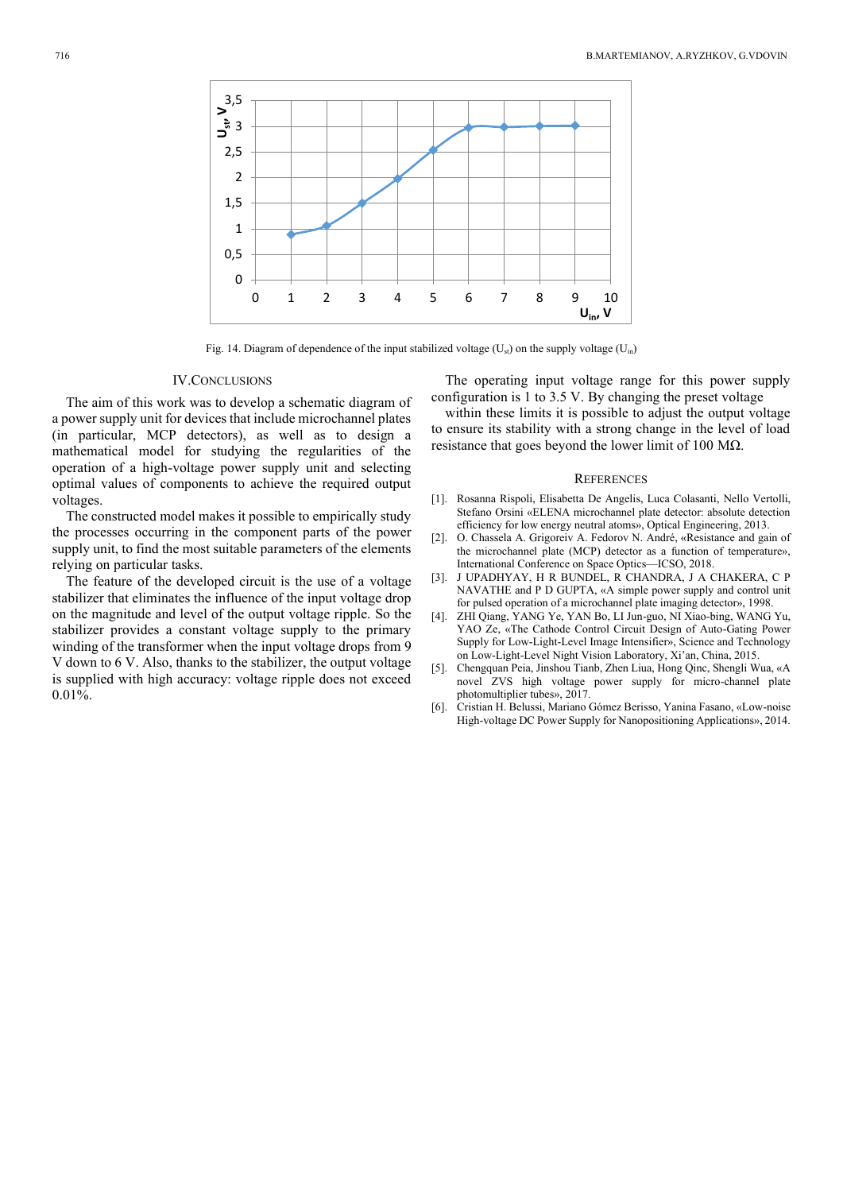$U_{st}$, V

3,5
3
2,5
2
1,5
1
0,5
0

0 1 2 3 4 5 6 7 8 9 10

$U_{in}$, V

Fig. 14. Diagram of dependence of the input stabilized voltage ($U_{st}$) on the supply voltage ($U_{in}$)

## IV. Conclusions

The aim of this work was to develop a schematic diagram of a power supply unit for devices that include microchannel plates (in particular, MCP detectors), as well as to design a mathematical model for studying the regularities of the operation of a high-voltage power supply unit and selecting optimal values of components to achieve the required output voltages.

The constructed model makes it possible to empirically study the processes occurring in the component parts of the power supply unit, to find the most suitable parameters of the elements relying on particular tasks.

The feature of the developed circuit is the use of a voltage stabilizer that eliminates the influence of the input voltage drop on the magnitude and level of the output voltage ripple. So the stabilizer provides a constant voltage supply to the primary winding of the transformer when the input voltage drops from 9 V down to 6 V. Also, thanks to the stabilizer, the output voltage is supplied with high accuracy: voltage ripple does not exceed 0.01%.

The operating input voltage range for this power supply configuration is 1 to 3.5 V. By changing the preset voltage within these limits it is possible to adjust the output voltage to ensure its stability with a strong change in the level of load resistance that goes beyond the lower limit of 100 MΩ.

## References

[1]. Rosanna Rispoli, Elisabetta De Angelis, Luca Colasanti, Nello Vertolli, Stefano Orsini «ELENA microchannel plate detector: absolute detection efficiency for low energy neutral atoms», Optical Engineering, 2013.

[2]. O. Chassela A. Grigoreiv A. Fedorov N. André, «Resistance and gain of the microchannel plate (MCP) detector as a function of temperature», International Conference on Space Optics—ICSO, 2018.

[3]. J UPADHYAY, H R BUNDEL, R CHANDRA, J A CHAKERA, C P NAVATHE and P D GUPTA, «A simple power supply and control unit for pulsed operation of a microchannel plate imaging detector», 1998.

[4]. ZHI Qiang, YANG Ye, YAN Bo, LI Jun-guo, NI Xiao-bing, WANG Yu, YAO Ze, «The Cathode Control Circuit Design of Auto-Gating Power Supply for Low-Light-Level Image Intensifier», Science and Technology on Low-Light-Level Night Vision Laboratory, Xi'an, China, 2015.

[5]. Chengquan Peia, Jinshou Tianb, Zhen Liua, Hong Qinc, Shengli Wua, «A novel ZVS high voltage power supply for micro-channel plate photomultiplier tubes», 2017.

[6]. Cristian H. Belussi, Mariano Gómez Berisso, Yanina Fasano, «Low-noise High-voltage DC Power Supply for Nanopositioning Applications», 2014.